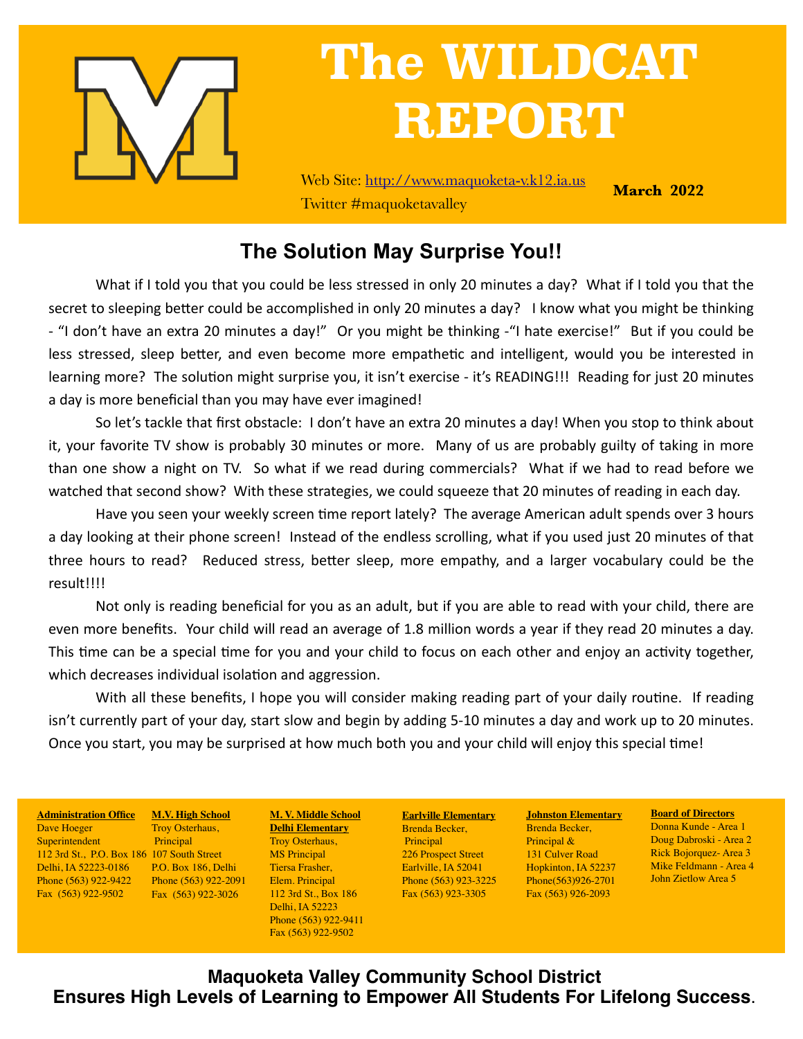# The WILDCAT REPORT

Web Site: http://www.maquoketa-v.k12.ia.us
Twitter #maquoketavalley

**March 2022**

## The Solution May Surprise You!!

What if I told you that you could be less stressed in only 20 minutes a day? What if I told you that the secret to sleeping better could be accomplished in only 20 minutes a day? I know what you might be thinking - "I don't have an extra 20 minutes a day!" Or you might be thinking -"I hate exercise!" But if you could be less stressed, sleep better, and even become more empathetic and intelligent, would you be interested in learning more? The solution might surprise you, it isn't exercise - it's READING!!! Reading for just 20 minutes a day is more beneficial than you may have ever imagined!

So let's tackle that first obstacle: I don't have an extra 20 minutes a day! When you stop to think about it, your favorite TV show is probably 30 minutes or more. Many of us are probably guilty of taking in more than one show a night on TV. So what if we read during commercials? What if we had to read before we watched that second show? With these strategies, we could squeeze that 20 minutes of reading in each day.

Have you seen your weekly screen time report lately? The average American adult spends over 3 hours a day looking at their phone screen! Instead of the endless scrolling, what if you used just 20 minutes of that three hours to read? Reduced stress, better sleep, more empathy, and a larger vocabulary could be the result!!!!

Not only is reading beneficial for you as an adult, but if you are able to read with your child, there are even more benefits. Your child will read an average of 1.8 million words a year if they read 20 minutes a day. This time can be a special time for you and your child to focus on each other and enjoy an activity together, which decreases individual isolation and aggression.

With all these benefits, I hope you will consider making reading part of your daily routine. If reading isn't currently part of your day, start slow and begin by adding 5-10 minutes a day and work up to 20 minutes. Once you start, you may be surprised at how much both you and your child will enjoy this special time!

**Administration Office**
Dave Hoeger
Superintendent
112 3rd St., P.O. Box 186
Delhi, IA 52223-0186
Phone (563) 922-9422
Fax (563) 922-9502

**M.V. High School**
Troy Osterhaus,
Principal
107 South Street
P.O. Box 186, Delhi
Phone (563) 922-2091
Fax (563) 922-3026

**M. V. Middle School**
**Delhi Elementary**
Troy Osterhaus,
MS Principal
Tiersa Frasher,
Elem. Principal
112 3rd St., Box 186
Delhi, IA 52223
Phone (563) 922-9411
Fax (563) 922-9502

**Earlville Elementary**
Brenda Becker,
Principal
226 Prospect Street
Earlville, IA 52041
Phone (563) 923-3225
Fax (563) 923-3305

**Johnston Elementary**
Brenda Becker,
Principal &
131 Culver Road
Hopkinton, IA 52237
Phone(563)926-2701
Fax (563) 926-2093

**Board of Directors**
Donna Kunde - Area 1
Doug Dabroski - Area 2
Rick Bojorquez- Area 3
Mike Feldmann - Area 4
John Zietlow Area 5

**Maquoketa Valley Community School District**
**Ensures High Levels of Learning to Empower All Students For Lifelong Success.**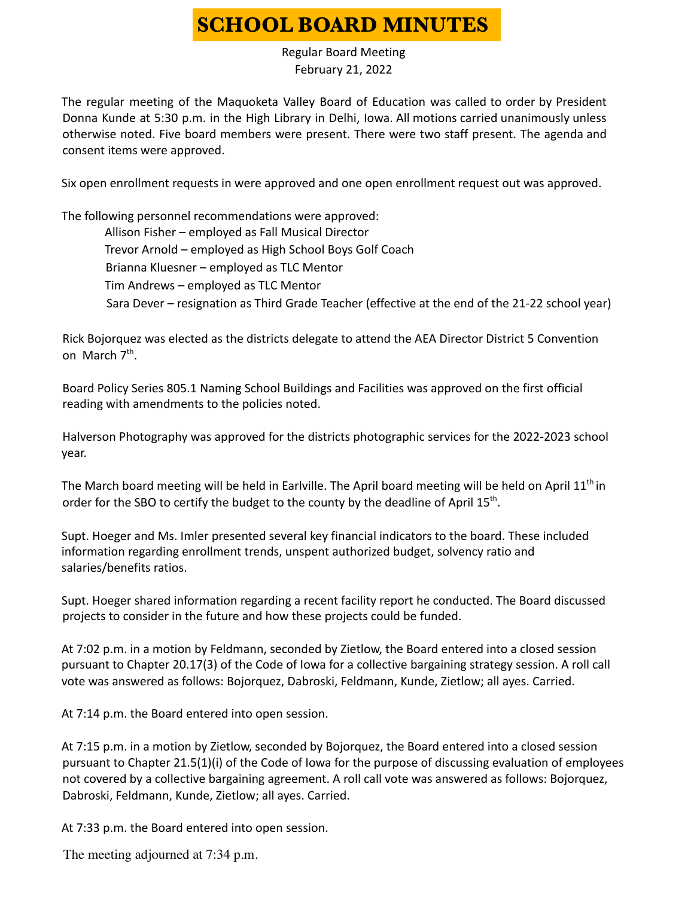# SCHOOL BOARD MINUTES

Regular Board Meeting
February 21, 2022

The regular meeting of the Maquoketa Valley Board of Education was called to order by President Donna Kunde at 5:30 p.m. in the High Library in Delhi, Iowa. All motions carried unanimously unless otherwise noted. Five board members were present. There were two staff present. The agenda and consent items were approved.

Six open enrollment requests in were approved and one open enrollment request out was approved.

The following personnel recommendations were approved:

- Allison Fisher – employed as Fall Musical Director
- Trevor Arnold – employed as High School Boys Golf Coach
- Brianna Kluesner – employed as TLC Mentor
- Tim Andrews – employed as TLC Mentor
- Sara Dever – resignation as Third Grade Teacher (effective at the end of the 21-22 school year)

Rick Bojorquez was elected as the districts delegate to attend the AEA Director District 5 Convention on March 7th.

Board Policy Series 805.1 Naming School Buildings and Facilities was approved on the first official reading with amendments to the policies noted.

Halverson Photography was approved for the districts photographic services for the 2022-2023 school year.

The March board meeting will be held in Earlville. The April board meeting will be held on April 11th in order for the SBO to certify the budget to the county by the deadline of April 15th.

Supt. Hoeger and Ms. Imler presented several key financial indicators to the board. These included information regarding enrollment trends, unspent authorized budget, solvency ratio and salaries/benefits ratios.

Supt. Hoeger shared information regarding a recent facility report he conducted. The Board discussed projects to consider in the future and how these projects could be funded.

At 7:02 p.m. in a motion by Feldmann, seconded by Zietlow, the Board entered into a closed session pursuant to Chapter 20.17(3) of the Code of Iowa for a collective bargaining strategy session. A roll call vote was answered as follows: Bojorquez, Dabroski, Feldmann, Kunde, Zietlow; all ayes. Carried.

At 7:14 p.m. the Board entered into open session.

At 7:15 p.m. in a motion by Zietlow, seconded by Bojorquez, the Board entered into a closed session pursuant to Chapter 21.5(1)(i) of the Code of Iowa for the purpose of discussing evaluation of employees not covered by a collective bargaining agreement. A roll call vote was answered as follows: Bojorquez, Dabroski, Feldmann, Kunde, Zietlow; all ayes. Carried.

At 7:33 p.m. the Board entered into open session.

The meeting adjourned at 7:34 p.m.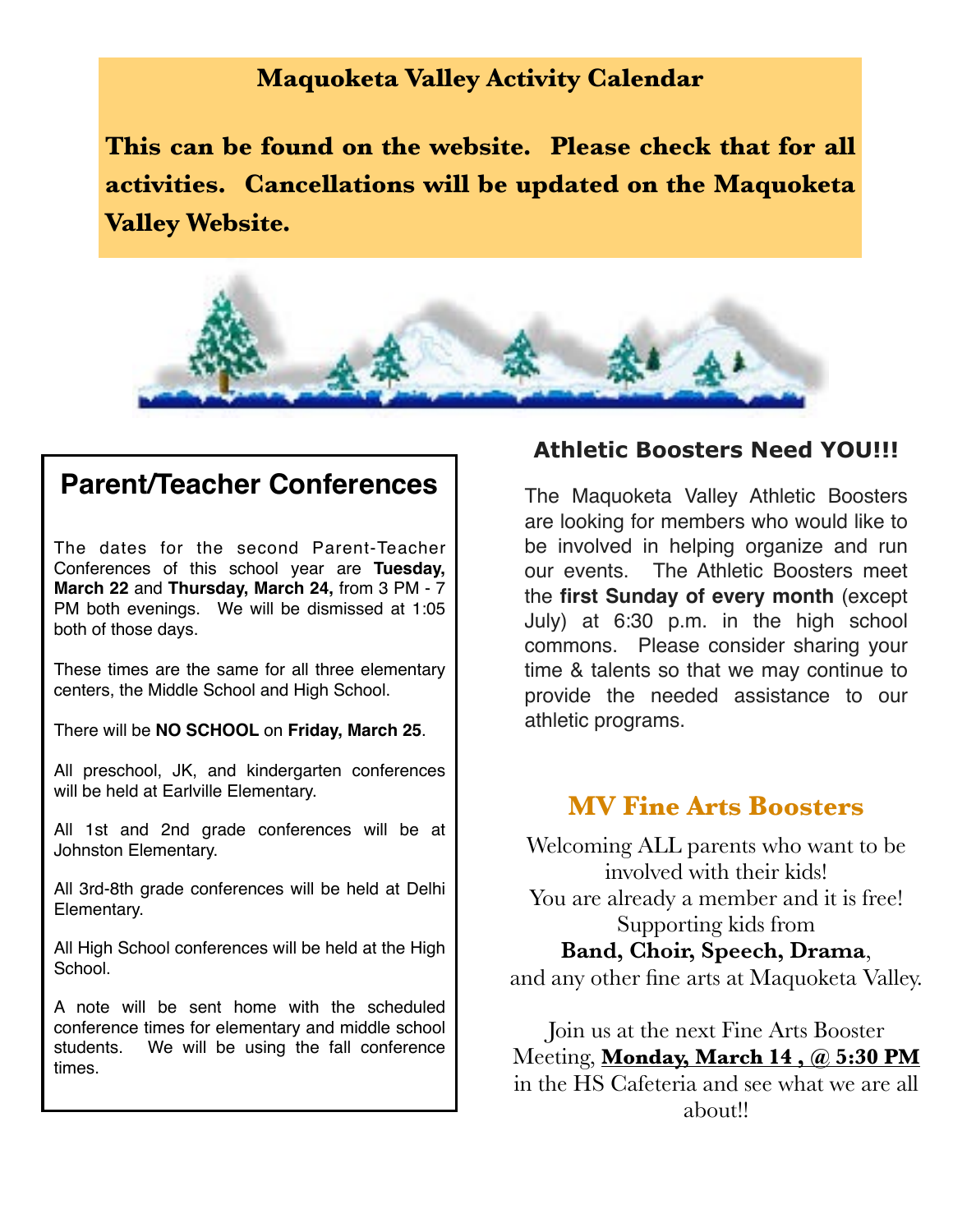## Maquoketa Valley Activity Calendar

**This can be found on the website. Please check that for all activities. Cancellations will be updated on the Maquoketa Valley Website.**

## Parent/Teacher Conferences

The dates for the second Parent-Teacher Conferences of this school year are **Tuesday, March 22** and **Thursday, March 24,** from 3 PM - 7 PM both evenings. We will be dismissed at 1:05 both of those days.

These times are the same for all three elementary centers, the Middle School and High School.

There will be **NO SCHOOL** on **Friday, March 25**.

All preschool, JK, and kindergarten conferences will be held at Earlville Elementary.

All 1st and 2nd grade conferences will be at Johnston Elementary.

All 3rd-8th grade conferences will be held at Delhi Elementary.

All High School conferences will be held at the High School.

A note will be sent home with the scheduled conference times for elementary and middle school students. We will be using the fall conference times.

## Athletic Boosters Need YOU!!!

The Maquoketa Valley Athletic Boosters are looking for members who would like to be involved in helping organize and run our events. The Athletic Boosters meet the **first Sunday of every month** (except July) at 6:30 p.m. in the high school commons. Please consider sharing your time & talents so that we may continue to provide the needed assistance to our athletic programs.

## MV Fine Arts Boosters

Welcoming ALL parents who want to be involved with their kids!
You are already a member and it is free!
Supporting kids from
**Band, Choir, Speech, Drama**,
and any other fine arts at Maquoketa Valley.

Join us at the next Fine Arts Booster Meeting, **Monday, March 14 , @ 5:30 PM** in the HS Cafeteria and see what we are all about!!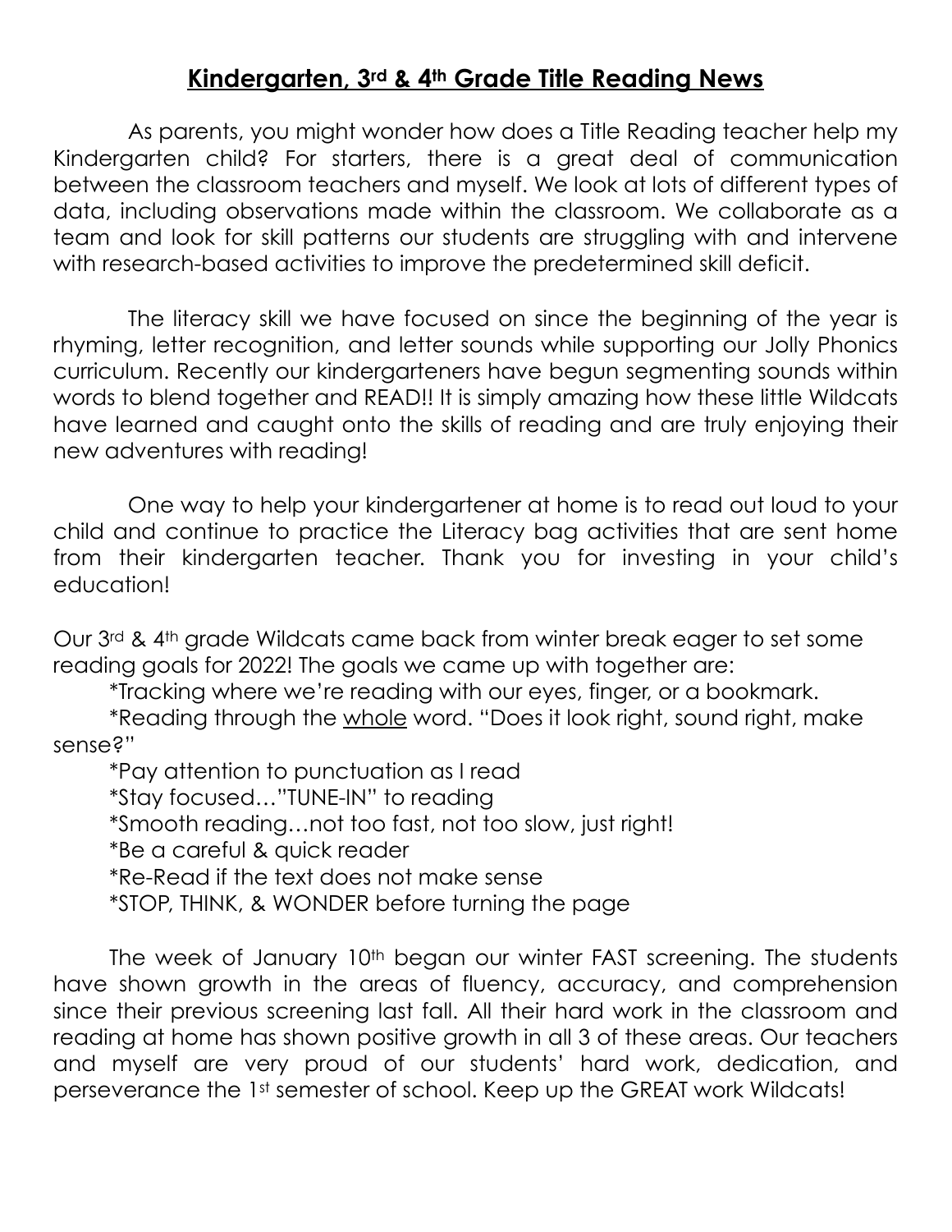## **Kindergarten, 3rd & 4th Grade Title Reading News**

As parents, you might wonder how does a Title Reading teacher help my Kindergarten child? For starters, there is a great deal of communication between the classroom teachers and myself. We look at lots of different types of data, including observations made within the classroom. We collaborate as a team and look for skill patterns our students are struggling with and intervene with research-based activities to improve the predetermined skill deficit.

The literacy skill we have focused on since the beginning of the year is rhyming, letter recognition, and letter sounds while supporting our Jolly Phonics curriculum. Recently our kindergarteners have begun segmenting sounds within words to blend together and READ!! It is simply amazing how these little Wildcats have learned and caught onto the skills of reading and are truly enjoying their new adventures with reading!

One way to help your kindergartener at home is to read out loud to your child and continue to practice the Literacy bag activities that are sent home from their kindergarten teacher. Thank you for investing in your child's education!

Our 3rd & 4th grade Wildcats came back from winter break eager to set some reading goals for 2022! The goals we came up with together are:

*Tracking where we're reading with our eyes, finger, or a bookmark.

*Reading through the <u>whole</u> word. "Does it look right, sound right, make sense?"

*Pay attention to punctuation as I read

*Stay focused…"TUNE-IN" to reading

*Smooth reading…not too fast, not too slow, just right!

*Be a careful & quick reader

*Re-Read if the text does not make sense

*STOP, THINK, & WONDER before turning the page

The week of January 10th began our winter FAST screening. The students have shown growth in the areas of fluency, accuracy, and comprehension since their previous screening last fall. All their hard work in the classroom and reading at home has shown positive growth in all 3 of these areas. Our teachers and myself are very proud of our students' hard work, dedication, and perseverance the 1st semester of school. Keep up the GREAT work Wildcats!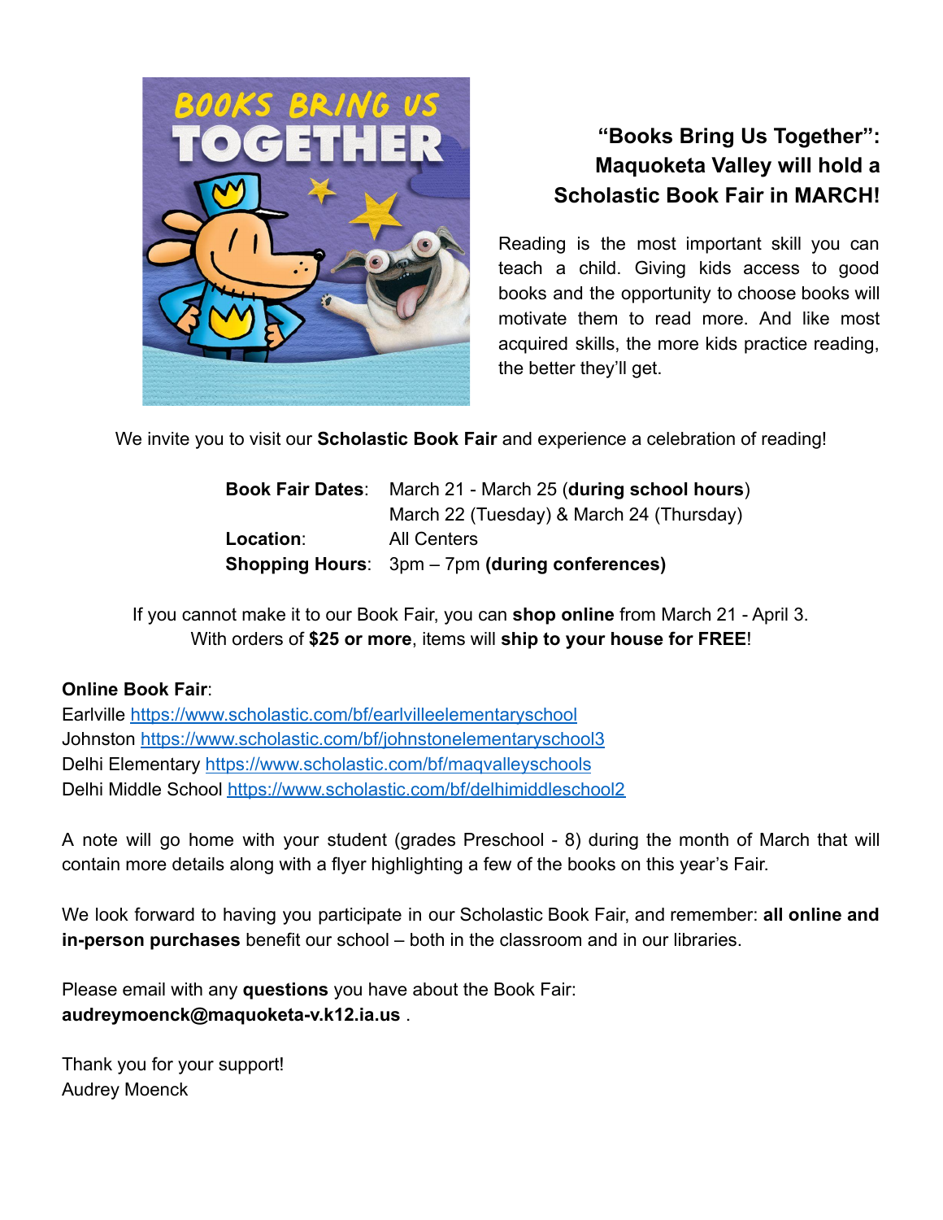## "Books Bring Us Together": Maquoketa Valley will hold a Scholastic Book Fair in MARCH!

Reading is the most important skill you can teach a child. Giving kids access to good books and the opportunity to choose books will motivate them to read more. And like most acquired skills, the more kids practice reading, the better they'll get.

We invite you to visit our **Scholastic Book Fair** and experience a celebration of reading!

| | |
|---|---|
| **Book Fair Dates**: | March 21 - March 25 (**during school hours**) |
| | March 22 (Tuesday) & March 24 (Thursday) |
| **Location**: | All Centers |
| **Shopping Hours**: | 3pm – 7pm **(during conferences)** |

If you cannot make it to our Book Fair, you can **shop online** from March 21 - April 3. With orders of **$25 or more**, items will **ship to your house for FREE**!

**Online Book Fair**:
Earlville https://www.scholastic.com/bf/earlvilleelementaryschool
Johnston https://www.scholastic.com/bf/johnstonelementaryschool3
Delhi Elementary https://www.scholastic.com/bf/maqvalleyschools
Delhi Middle School https://www.scholastic.com/bf/delhimiddleschool2

A note will go home with your student (grades Preschool - 8) during the month of March that will contain more details along with a flyer highlighting a few of the books on this year's Fair.

We look forward to having you participate in our Scholastic Book Fair, and remember: **all online and in-person purchases** benefit our school – both in the classroom and in our libraries.

Please email with any **questions** you have about the Book Fair:
**audreymoenck@maquoketa-v.k12.ia.us** .

Thank you for your support!
Audrey Moenck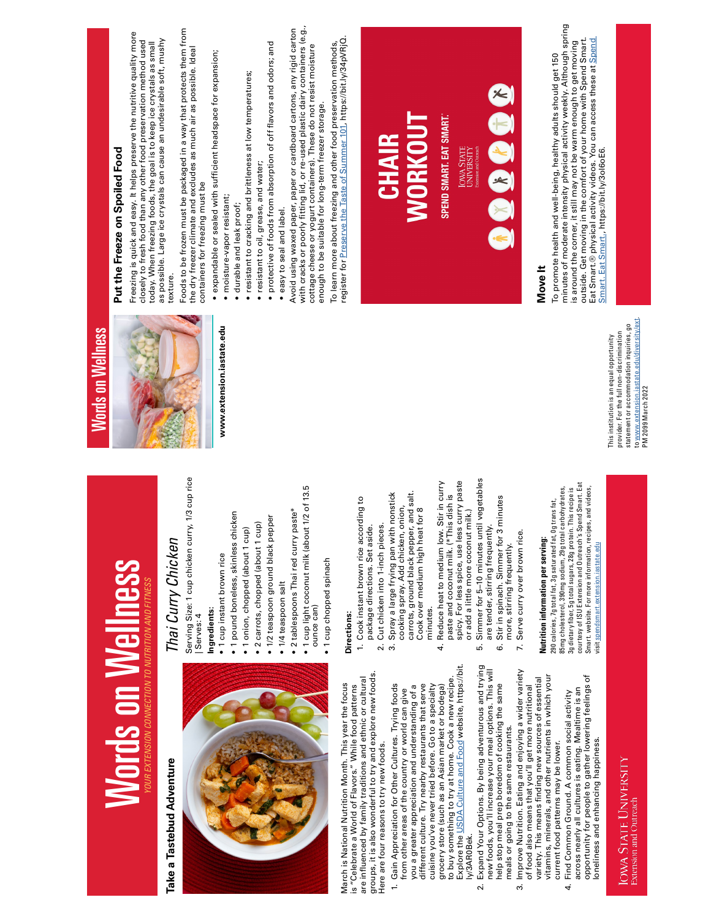# Words on Wellness

*YOUR EXTENSION CONNECTION TO NUTRITION AND FITNESS*

## Take a Tastebud Adventure

March is National Nutrition Month. This year the focus is "Celebrate a World of Flavors." While food patterns are influenced by family traditions and ethnic or cultural groups, it is also wonderful to try and explore new foods. Here are four reasons to try new foods.

1. Gain Appreciation for Other Cultures. Trying foods from other areas of the country or world can give you a greater appreciation and understanding of a different culture. Try nearby restaurants that serve cuisine you've never tried before. Go to a specialty grocery store (such as an Asian market or bodega) to buy something to try at home. Cook a new recipe. Explore the USDA Culture and Food website, https://bit.ly/3AR0Bek.
2. Expand Your Options. By being adventurous and trying new foods, you'll increase your meal options. This will help stop meal prep boredom of cooking the same meals or going to the same restaurants.
3. Improve Nutrition. Eating and enjoying a wider variety of food also means that you'll get more nutritional variety. This means finding new sources of essential vitamins, minerals, and other nutrients in which your current food patterns may be lower.
4. Find Common Ground. A common social activity across nearly all cultures is eating. Mealtime is an opportunity for people to gather lowering feelings of loneliness and enhancing happiness.

## *Thai Curry Chicken*

Serving Size: 1 cup chicken curry, 1/3 cup rice | Serves: 4

**Ingredients:**

- 1 cup instant brown rice
- 1 pound boneless, skinless chicken
- 1 onion, chopped (about 1 cup)
- 2 carrots, chopped (about 1 cup)
- 1/2 teaspoon ground black pepper
- 1/4 teaspoon salt
- 2 tablespoons Thai red curry paste*
- 1 cup light coconut milk (about 1/2 of 13.5 ounce can)
- 1 cup chopped spinach

**Directions:**

1. Cook instant brown rice according to package directions. Set aside.
2. Cut chicken into 1-inch pieces.
3. Spray a large frying pan with nonstick cooking spray. Add chicken, onion, carrots, ground black pepper, and salt. Cook over medium high heat for 8 minutes.
4. Reduce heat to medium low. Stir in curry paste and coconut milk. (*This dish is spicy. For less spice, use less curry paste or add a little more coconut milk.)
5. Simmer for 5–10 minutes until vegetables are tender, stirring frequently.
6. Stir in spinach. Simmer for 3 minutes more, stirring frequently.
7. Serve curry over brown rice.

**Nutrition information per serving:** 290 calories, 7g total fat, 3g saturated fat, 0g trans fat, 85mg cholesterol, 390mg sodium, 29g total carbohydrates, 3g dietary fiber, 5g total sugars, 28g protein. This recipe is courtesy of ISU Extension and Outreach's Spend Smart. Eat Smart. website. For more information, recipes, and videos, visit spendsmart.extension.iastate.edu

Iowa State University Extension and Outreach

## Put the Freeze on Spoiled Food

Freezing is quick and easy. It helps preserve the nutritive quality more closely to fresh food than any other food preservation method used today. When freezing foods, the goal is to keep ice crystals as small as possible. Large ice crystals can cause an undesirable soft, mushy texture.

Foods to be frozen must be packaged in a way that protects them from the dry freezer climate and excludes as much air as possible. Ideal containers for freezing must be

- expandable or sealed with sufficient headspace for expansion;
- moisture-vapor resistant;
- durable and leak proof;
- resistant to cracking and brittleness at low temperatures;
- resistant to oil, grease, and water;
- protective of foods from absorption of off flavors and odors; and
- easy to seal and label.

Avoid using waxed paper, paper or cardboard cartons, any rigid carton with cracks or poorly fitting lid, or re-used plastic dairy containers (e.g., cottage cheese or yogurt containers). These do not resist moisture enough to be suitable for long-term freezer storage.

To learn more about freezing and other food preservation methods, register for Preserve the Taste of Summer 101, https://bit.ly/34pVRjQ.

www.extension.iastate.edu

CHAIR WORKOUT

SPEND SMART. EAT SMART.

Iowa State University Extension and Outreach

## Move It

To promote health and well-being, healthy adults should get 150 minutes of moderate intensity physical activity weekly. Although spring is around the corner, it still may not be warm enough to get moving outside. Get moving in the comfort of your home with Spend Smart. Eat Smart.® physical activity videos. You can access these at Spend Smart. Eat Smart., https://bit.ly/3ol6oE6.

This institution is an equal opportunity provider. For the full non-discrimination statement or accommodation inquiries, go to www.extension.iastate.edu/diversity/ext.
PM 2099 March 2022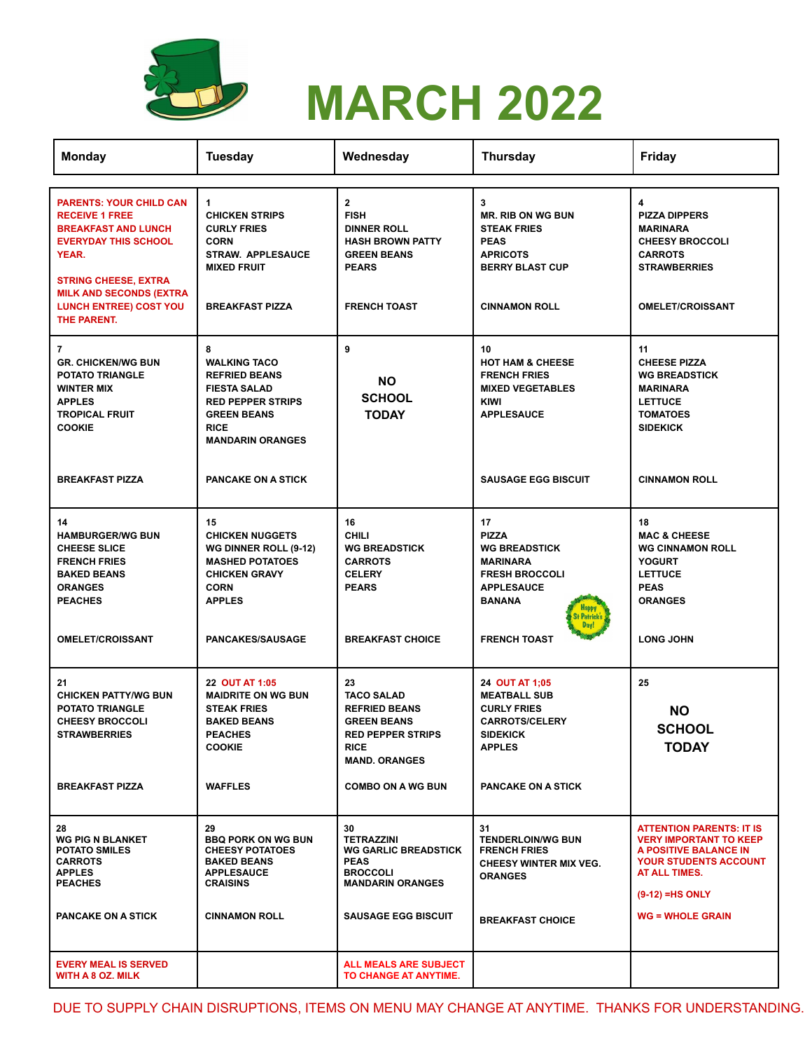# MARCH 2022

| Monday | Tuesday | Wednesday | Thursday | Friday |
|---|---|---|---|---|
| PARENTS: YOUR CHILD CAN RECEIVE 1 FREE BREAKFAST AND LUNCH EVERYDAY THIS SCHOOL YEAR.<br><br>STRING CHEESE, EXTRA MILK AND SECONDS (EXTRA LUNCH ENTREE) COST YOU THE PARENT. | 1<br>CHICKEN STRIPS<br>CURLY FRIES<br>CORN<br>STRAW. APPLESAUCE<br>MIXED FRUIT<br><br>BREAKFAST PIZZA | 2<br>FISH<br>DINNER ROLL<br>HASH BROWN PATTY<br>GREEN BEANS<br>PEARS<br><br>FRENCH TOAST | 3<br>MR. RIB ON WG BUN<br>STEAK FRIES<br>PEAS<br>APRICOTS<br>BERRY BLAST CUP<br><br>CINNAMON ROLL | 4<br>PIZZA DIPPERS<br>MARINARA<br>CHEESY BROCCOLI<br>CARROTS<br>STRAWBERRIES<br><br>OMELET/CROISSANT |
| 7<br>GR. CHICKEN/WG BUN<br>POTATO TRIANGLE<br>WINTER MIX<br>APPLES<br>TROPICAL FRUIT<br>COOKIE<br><br>BREAKFAST PIZZA | 8<br>WALKING TACO<br>REFRIED BEANS<br>FIESTA SALAD<br>RED PEPPER STRIPS<br>GREEN BEANS<br>RICE<br>MANDARIN ORANGES<br><br>PANCAKE ON A STICK | 9<br>NO SCHOOL TODAY | 10<br>HOT HAM & CHEESE<br>FRENCH FRIES<br>MIXED VEGETABLES<br>KIWI<br>APPLESAUCE<br><br>SAUSAGE EGG BISCUIT | 11<br>CHEESE PIZZA<br>WG BREADSTICK<br>MARINARA<br>LETTUCE<br>TOMATOES<br>SIDEKICK<br><br>CINNAMON ROLL |
| 14<br>HAMBURGER/WG BUN<br>CHEESE SLICE<br>FRENCH FRIES<br>BAKED BEANS<br>ORANGES<br>PEACHES<br><br>OMELET/CROISSANT | 15<br>CHICKEN NUGGETS<br>WG DINNER ROLL (9-12)<br>MASHED POTATOES<br>CHICKEN GRAVY<br>CORN<br>APPLES<br><br>PANCAKES/SAUSAGE | 16<br>CHILI<br>WG BREADSTICK<br>CARROTS<br>CELERY<br>PEARS<br><br>BREAKFAST CHOICE | 17<br>PIZZA<br>WG BREADSTICK<br>MARINARA<br>FRESH BROCCOLI<br>APPLESAUCE<br>BANANA<br><br>FRENCH TOAST | 18<br>MAC & CHEESE<br>WG CINNAMON ROLL<br>YOGURT<br>LETTUCE<br>PEAS<br>ORANGES<br><br>LONG JOHN |
| 21<br>CHICKEN PATTY/WG BUN<br>POTATO TRIANGLE<br>CHEESY BROCCOLI<br>STRAWBERRIES<br><br>BREAKFAST PIZZA | 22 OUT AT 1:05<br>MAIDRITE ON WG BUN<br>STEAK FRIES<br>BAKED BEANS<br>PEACHES<br>COOKIE<br><br>WAFFLES | 23<br>TACO SALAD<br>REFRIED BEANS<br>GREEN BEANS<br>RED PEPPER STRIPS<br>RICE<br>MAND. ORANGES<br><br>COMBO ON A WG BUN | 24 OUT AT 1;05<br>MEATBALL SUB<br>CURLY FRIES<br>CARROTS/CELERY<br>SIDEKICK<br>APPLES<br><br>PANCAKE ON A STICK | 25<br>NO SCHOOL TODAY |
| 28<br>WG PIG N BLANKET<br>POTATO SMILES<br>CARROTS<br>APPLES<br>PEACHES<br><br>PANCAKE ON A STICK | 29<br>BBQ PORK ON WG BUN<br>CHEESY POTATOES<br>BAKED BEANS<br>APPLESAUCE<br>CRAISINS<br><br>CINNAMON ROLL | 30<br>TETRAZZINI<br>WG GARLIC BREADSTICK<br>PEAS<br>BROCCOLI<br>MANDARIN ORANGES<br><br>SAUSAGE EGG BISCUIT | 31<br>TENDERLOIN/WG BUN<br>FRENCH FRIES<br>CHEESY WINTER MIX VEG.<br>ORANGES<br><br>BREAKFAST CHOICE | ATTENTION PARENTS: IT IS VERY IMPORTANT TO KEEP A POSITIVE BALANCE IN YOUR STUDENTS ACCOUNT AT ALL TIMES.<br><br>(9-12) =HS ONLY<br><br>WG = WHOLE GRAIN |
| EVERY MEAL IS SERVED WITH A 8 OZ. MILK | | ALL MEALS ARE SUBJECT TO CHANGE AT ANYTIME. | | |

Happy St Patrick's Day!

DUE TO SUPPLY CHAIN DISRUPTIONS, ITEMS ON MENU MAY CHANGE AT ANYTIME. THANKS FOR UNDERSTANDING.